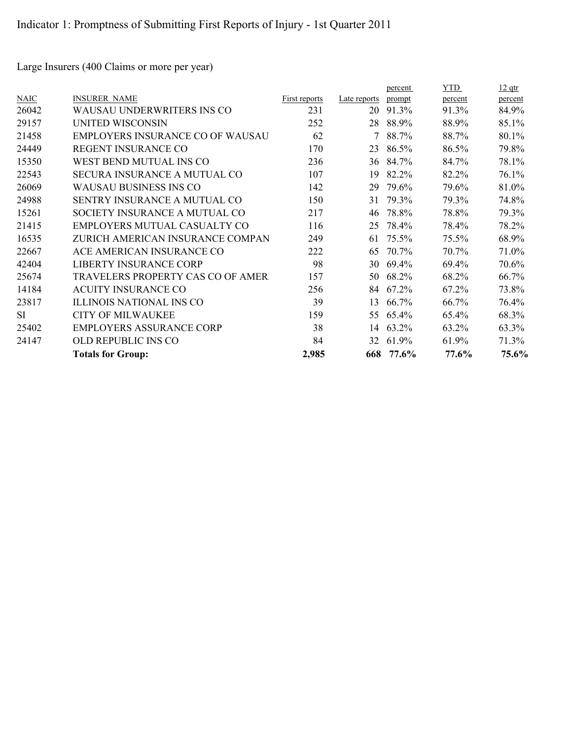# Indicator 1: Promptness of Submitting First Reports of Injury - 1st Quarter 2011

Large Insurers (400 Claims or more per year)

| NAIC | INSURER NAME | First reports | Late reports | percent prompt | YTD percent | 12 qtr percent |
|---|---|---|---|---|---|---|
| 26042 | WAUSAU UNDERWRITERS INS CO | 231 | 20 | 91.3% | 91.3% | 84.9% |
| 29157 | UNITED WISCONSIN | 252 | 28 | 88.9% | 88.9% | 85.1% |
| 21458 | EMPLOYERS INSURANCE CO OF WAUSAU | 62 | 7 | 88.7% | 88.7% | 80.1% |
| 24449 | REGENT INSURANCE CO | 170 | 23 | 86.5% | 86.5% | 79.8% |
| 15350 | WEST BEND MUTUAL INS CO | 236 | 36 | 84.7% | 84.7% | 78.1% |
| 22543 | SECURA INSURANCE A MUTUAL CO | 107 | 19 | 82.2% | 82.2% | 76.1% |
| 26069 | WAUSAU BUSINESS INS CO | 142 | 29 | 79.6% | 79.6% | 81.0% |
| 24988 | SENTRY INSURANCE A MUTUAL CO | 150 | 31 | 79.3% | 79.3% | 74.8% |
| 15261 | SOCIETY INSURANCE A MUTUAL CO | 217 | 46 | 78.8% | 78.8% | 79.3% |
| 21415 | EMPLOYERS MUTUAL CASUALTY CO | 116 | 25 | 78.4% | 78.4% | 78.2% |
| 16535 | ZURICH AMERICAN INSURANCE COMPAN | 249 | 61 | 75.5% | 75.5% | 68.9% |
| 22667 | ACE AMERICAN INSURANCE CO | 222 | 65 | 70.7% | 70.7% | 71.0% |
| 42404 | LIBERTY INSURANCE CORP | 98 | 30 | 69.4% | 69.4% | 70.6% |
| 25674 | TRAVELERS PROPERTY CAS CO OF AMER | 157 | 50 | 68.2% | 68.2% | 66.7% |
| 14184 | ACUITY INSURANCE CO | 256 | 84 | 67.2% | 67.2% | 73.8% |
| 23817 | ILLINOIS NATIONAL INS CO | 39 | 13 | 66.7% | 66.7% | 76.4% |
| SI | CITY OF MILWAUKEE | 159 | 55 | 65.4% | 65.4% | 68.3% |
| 25402 | EMPLOYERS ASSURANCE CORP | 38 | 14 | 63.2% | 63.2% | 63.3% |
| 24147 | OLD REPUBLIC INS CO | 84 | 32 | 61.9% | 61.9% | 71.3% |
| | **Totals for Group:** | **2,985** | **668** | **77.6%** | **77.6%** | **75.6%** |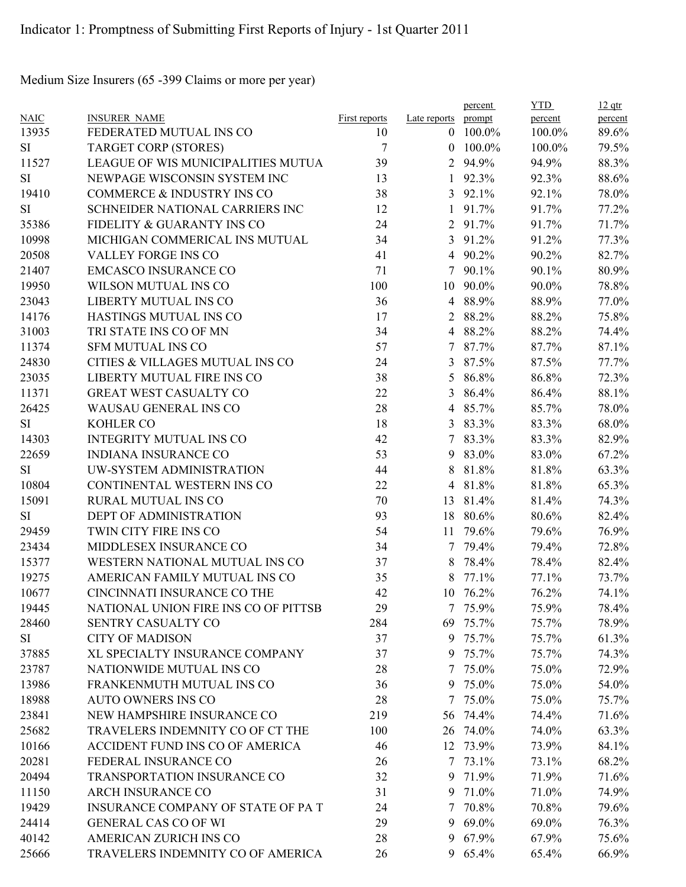Indicator 1: Promptness of Submitting First Reports of Injury - 1st Quarter 2011

Medium Size Insurers (65 -399 Claims or more per year)

| NAIC | INSURER NAME | First reports | Late reports | percent prompt | YTD percent | 12 qtr percent |
|---|---|---|---|---|---|---|
| 13935 | FEDERATED MUTUAL INS CO | 10 | 0 | 100.0% | 100.0% | 89.6% |
| SI | TARGET CORP (STORES) | 7 | 0 | 100.0% | 100.0% | 79.5% |
| 11527 | LEAGUE OF WIS MUNICIPALITIES MUTUA | 39 | 2 | 94.9% | 94.9% | 88.3% |
| SI | NEWPAGE WISCONSIN SYSTEM INC | 13 | 1 | 92.3% | 92.3% | 88.6% |
| 19410 | COMMERCE & INDUSTRY INS CO | 38 | 3 | 92.1% | 92.1% | 78.0% |
| SI | SCHNEIDER NATIONAL CARRIERS INC | 12 | 1 | 91.7% | 91.7% | 77.2% |
| 35386 | FIDELITY & GUARANTY INS CO | 24 | 2 | 91.7% | 91.7% | 71.7% |
| 10998 | MICHIGAN COMMERICAL INS MUTUAL | 34 | 3 | 91.2% | 91.2% | 77.3% |
| 20508 | VALLEY FORGE INS CO | 41 | 4 | 90.2% | 90.2% | 82.7% |
| 21407 | EMCASCO INSURANCE CO | 71 | 7 | 90.1% | 90.1% | 80.9% |
| 19950 | WILSON MUTUAL INS CO | 100 | 10 | 90.0% | 90.0% | 78.8% |
| 23043 | LIBERTY MUTUAL INS CO | 36 | 4 | 88.9% | 88.9% | 77.0% |
| 14176 | HASTINGS MUTUAL INS CO | 17 | 2 | 88.2% | 88.2% | 75.8% |
| 31003 | TRI STATE INS CO OF MN | 34 | 4 | 88.2% | 88.2% | 74.4% |
| 11374 | SFM MUTUAL INS CO | 57 | 7 | 87.7% | 87.7% | 87.1% |
| 24830 | CITIES & VILLAGES MUTUAL INS CO | 24 | 3 | 87.5% | 87.5% | 77.7% |
| 23035 | LIBERTY MUTUAL FIRE INS CO | 38 | 5 | 86.8% | 86.8% | 72.3% |
| 11371 | GREAT WEST CASUALTY CO | 22 | 3 | 86.4% | 86.4% | 88.1% |
| 26425 | WAUSAU GENERAL INS CO | 28 | 4 | 85.7% | 85.7% | 78.0% |
| SI | KOHLER CO | 18 | 3 | 83.3% | 83.3% | 68.0% |
| 14303 | INTEGRITY MUTUAL INS CO | 42 | 7 | 83.3% | 83.3% | 82.9% |
| 22659 | INDIANA INSURANCE CO | 53 | 9 | 83.0% | 83.0% | 67.2% |
| SI | UW-SYSTEM ADMINISTRATION | 44 | 8 | 81.8% | 81.8% | 63.3% |
| 10804 | CONTINENTAL WESTERN INS CO | 22 | 4 | 81.8% | 81.8% | 65.3% |
| 15091 | RURAL MUTUAL INS CO | 70 | 13 | 81.4% | 81.4% | 74.3% |
| SI | DEPT OF ADMINISTRATION | 93 | 18 | 80.6% | 80.6% | 82.4% |
| 29459 | TWIN CITY FIRE INS CO | 54 | 11 | 79.6% | 79.6% | 76.9% |
| 23434 | MIDDLESEX INSURANCE CO | 34 | 7 | 79.4% | 79.4% | 72.8% |
| 15377 | WESTERN NATIONAL MUTUAL INS CO | 37 | 8 | 78.4% | 78.4% | 82.4% |
| 19275 | AMERICAN FAMILY MUTUAL INS CO | 35 | 8 | 77.1% | 77.1% | 73.7% |
| 10677 | CINCINNATI INSURANCE CO THE | 42 | 10 | 76.2% | 76.2% | 74.1% |
| 19445 | NATIONAL UNION FIRE INS CO OF PITTSB | 29 | 7 | 75.9% | 75.9% | 78.4% |
| 28460 | SENTRY CASUALTY CO | 284 | 69 | 75.7% | 75.7% | 78.9% |
| SI | CITY OF MADISON | 37 | 9 | 75.7% | 75.7% | 61.3% |
| 37885 | XL SPECIALTY INSURANCE COMPANY | 37 | 9 | 75.7% | 75.7% | 74.3% |
| 23787 | NATIONWIDE MUTUAL INS CO | 28 | 7 | 75.0% | 75.0% | 72.9% |
| 13986 | FRANKENMUTH MUTUAL INS CO | 36 | 9 | 75.0% | 75.0% | 54.0% |
| 18988 | AUTO OWNERS INS CO | 28 | 7 | 75.0% | 75.0% | 75.7% |
| 23841 | NEW HAMPSHIRE INSURANCE CO | 219 | 56 | 74.4% | 74.4% | 71.6% |
| 25682 | TRAVELERS INDEMNITY CO OF CT THE | 100 | 26 | 74.0% | 74.0% | 63.3% |
| 10166 | ACCIDENT FUND INS CO OF AMERICA | 46 | 12 | 73.9% | 73.9% | 84.1% |
| 20281 | FEDERAL INSURANCE CO | 26 | 7 | 73.1% | 73.1% | 68.2% |
| 20494 | TRANSPORTATION INSURANCE CO | 32 | 9 | 71.9% | 71.9% | 71.6% |
| 11150 | ARCH INSURANCE CO | 31 | 9 | 71.0% | 71.0% | 74.9% |
| 19429 | INSURANCE COMPANY OF STATE OF PA T | 24 | 7 | 70.8% | 70.8% | 79.6% |
| 24414 | GENERAL CAS CO OF WI | 29 | 9 | 69.0% | 69.0% | 76.3% |
| 40142 | AMERICAN ZURICH INS CO | 28 | 9 | 67.9% | 67.9% | 75.6% |
| 25666 | TRAVELERS INDEMNITY CO OF AMERICA | 26 | 9 | 65.4% | 65.4% | 66.9% |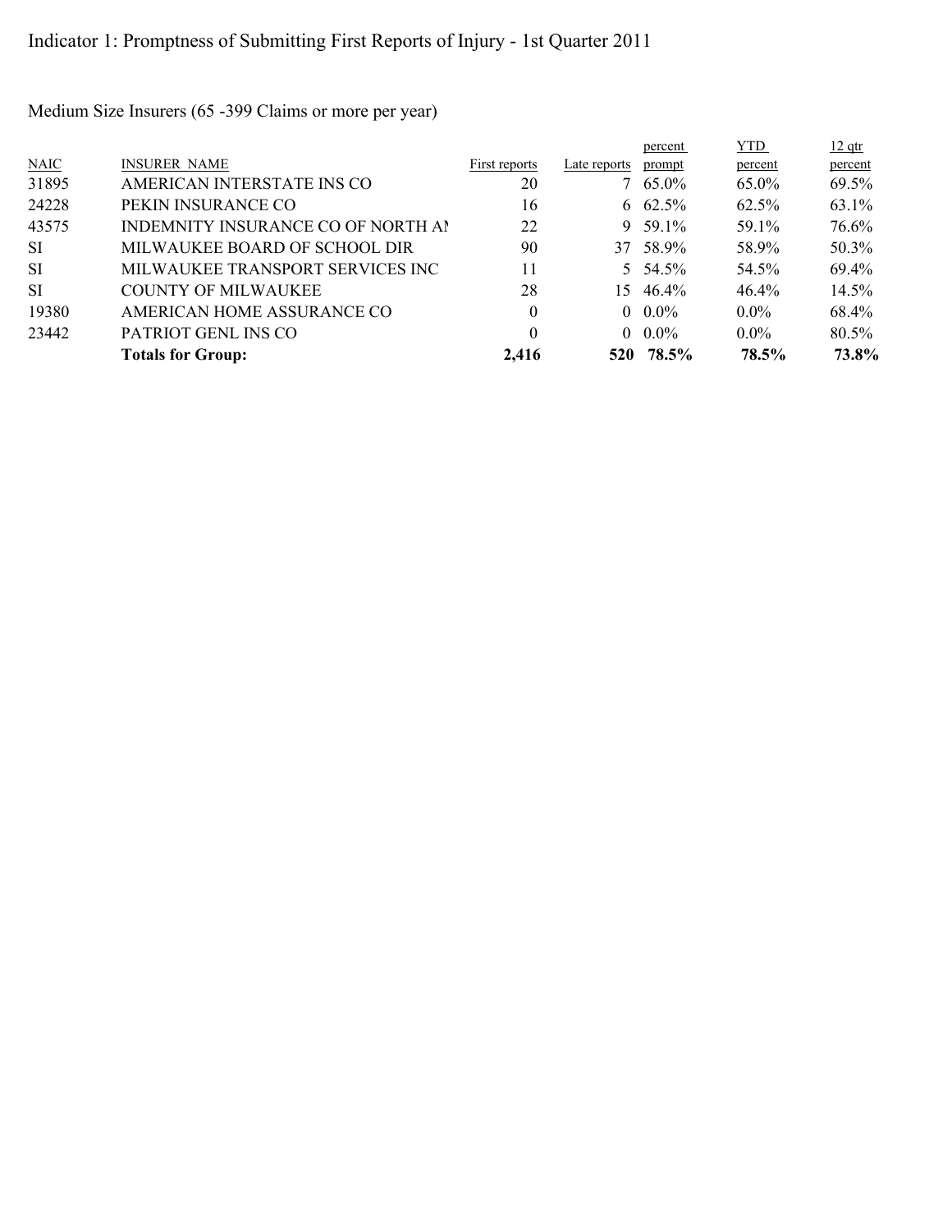# Indicator 1: Promptness of Submitting First Reports of Injury - 1st Quarter 2011

Medium Size Insurers (65 -399 Claims or more per year)

| NAIC | INSURER NAME | First reports | Late reports | percent prompt | YTD percent | 12 qtr percent |
|---|---|---|---|---|---|---|
| 31895 | AMERICAN INTERSTATE INS CO | 20 | 7 | 65.0% | 65.0% | 69.5% |
| 24228 | PEKIN INSURANCE CO | 16 | 6 | 62.5% | 62.5% | 63.1% |
| 43575 | INDEMNITY INSURANCE CO OF NORTH AI | 22 | 9 | 59.1% | 59.1% | 76.6% |
| SI | MILWAUKEE BOARD OF SCHOOL DIR | 90 | 37 | 58.9% | 58.9% | 50.3% |
| SI | MILWAUKEE TRANSPORT SERVICES INC | 11 | 5 | 54.5% | 54.5% | 69.4% |
| SI | COUNTY OF MILWAUKEE | 28 | 15 | 46.4% | 46.4% | 14.5% |
| 19380 | AMERICAN HOME ASSURANCE CO | 0 | 0 | 0.0% | 0.0% | 68.4% |
| 23442 | PATRIOT GENL INS CO | 0 | 0 | 0.0% | 0.0% | 80.5% |
| | **Totals for Group:** | **2,416** | **520** | **78.5%** | **78.5%** | **73.8%** |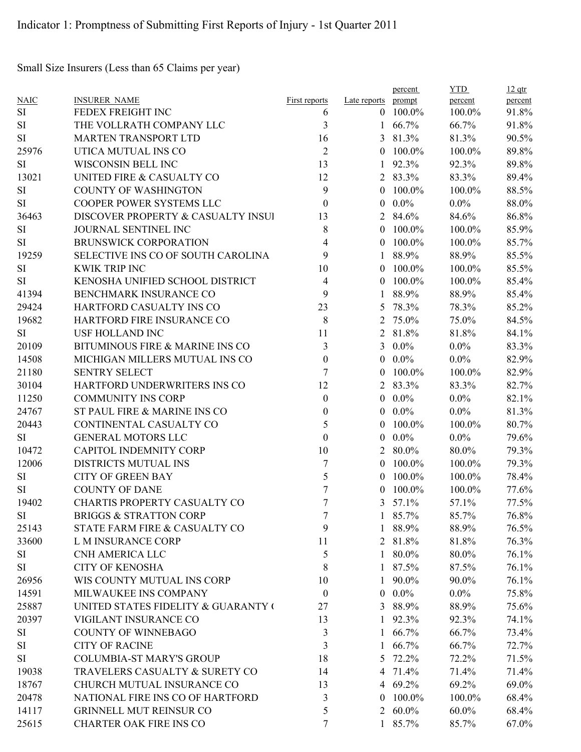Indicator 1: Promptness of Submitting First Reports of Injury - 1st Quarter 2011

Small Size Insurers (Less than 65 Claims per year)

| NAIC | INSURER NAME | First reports | Late reports | percent prompt | YTD percent | 12 qtr percent |
|---|---|---|---|---|---|---|
| SI | FEDEX FREIGHT INC | 6 | 0 | 100.0% | 100.0% | 91.8% |
| SI | THE VOLLRATH COMPANY LLC | 3 | 1 | 66.7% | 66.7% | 91.8% |
| SI | MARTEN TRANSPORT LTD | 16 | 3 | 81.3% | 81.3% | 90.5% |
| 25976 | UTICA MUTUAL INS CO | 2 | 0 | 100.0% | 100.0% | 89.8% |
| SI | WISCONSIN BELL INC | 13 | 1 | 92.3% | 92.3% | 89.8% |
| 13021 | UNITED FIRE & CASUALTY CO | 12 | 2 | 83.3% | 83.3% | 89.4% |
| SI | COUNTY OF WASHINGTON | 9 | 0 | 100.0% | 100.0% | 88.5% |
| SI | COOPER POWER SYSTEMS LLC | 0 | 0 | 0.0% | 0.0% | 88.0% |
| 36463 | DISCOVER PROPERTY & CASUALTY INSUI | 13 | 2 | 84.6% | 84.6% | 86.8% |
| SI | JOURNAL SENTINEL INC | 8 | 0 | 100.0% | 100.0% | 85.9% |
| SI | BRUNSWICK CORPORATION | 4 | 0 | 100.0% | 100.0% | 85.7% |
| 19259 | SELECTIVE INS CO OF SOUTH CAROLINA | 9 | 1 | 88.9% | 88.9% | 85.5% |
| SI | KWIK TRIP INC | 10 | 0 | 100.0% | 100.0% | 85.5% |
| SI | KENOSHA UNIFIED SCHOOL DISTRICT | 4 | 0 | 100.0% | 100.0% | 85.4% |
| 41394 | BENCHMARK INSURANCE CO | 9 | 1 | 88.9% | 88.9% | 85.4% |
| 29424 | HARTFORD CASUALTY INS CO | 23 | 5 | 78.3% | 78.3% | 85.2% |
| 19682 | HARTFORD FIRE INSURANCE CO | 8 | 2 | 75.0% | 75.0% | 84.5% |
| SI | USF HOLLAND INC | 11 | 2 | 81.8% | 81.8% | 84.1% |
| 20109 | BITUMINOUS FIRE & MARINE INS CO | 3 | 3 | 0.0% | 0.0% | 83.3% |
| 14508 | MICHIGAN MILLERS MUTUAL INS CO | 0 | 0 | 0.0% | 0.0% | 82.9% |
| 21180 | SENTRY SELECT | 7 | 0 | 100.0% | 100.0% | 82.9% |
| 30104 | HARTFORD UNDERWRITERS INS CO | 12 | 2 | 83.3% | 83.3% | 82.7% |
| 11250 | COMMUNITY INS CORP | 0 | 0 | 0.0% | 0.0% | 82.1% |
| 24767 | ST PAUL FIRE & MARINE INS CO | 0 | 0 | 0.0% | 0.0% | 81.3% |
| 20443 | CONTINENTAL CASUALTY CO | 5 | 0 | 100.0% | 100.0% | 80.7% |
| SI | GENERAL MOTORS LLC | 0 | 0 | 0.0% | 0.0% | 79.6% |
| 10472 | CAPITOL INDEMNITY CORP | 10 | 2 | 80.0% | 80.0% | 79.3% |
| 12006 | DISTRICTS MUTUAL INS | 7 | 0 | 100.0% | 100.0% | 79.3% |
| SI | CITY OF GREEN BAY | 5 | 0 | 100.0% | 100.0% | 78.4% |
| SI | COUNTY OF DANE | 7 | 0 | 100.0% | 100.0% | 77.6% |
| 19402 | CHARTIS PROPERTY CASUALTY CO | 7 | 3 | 57.1% | 57.1% | 77.5% |
| SI | BRIGGS & STRATTON CORP | 7 | 1 | 85.7% | 85.7% | 76.8% |
| 25143 | STATE FARM FIRE & CASUALTY CO | 9 | 1 | 88.9% | 88.9% | 76.5% |
| 33600 | L M INSURANCE CORP | 11 | 2 | 81.8% | 81.8% | 76.3% |
| SI | CNH AMERICA LLC | 5 | 1 | 80.0% | 80.0% | 76.1% |
| SI | CITY OF KENOSHA | 8 | 1 | 87.5% | 87.5% | 76.1% |
| 26956 | WIS COUNTY MUTUAL INS CORP | 10 | 1 | 90.0% | 90.0% | 76.1% |
| 14591 | MILWAUKEE INS COMPANY | 0 | 0 | 0.0% | 0.0% | 75.8% |
| 25887 | UNITED STATES FIDELITY & GUARANTY ( | 27 | 3 | 88.9% | 88.9% | 75.6% |
| 20397 | VIGILANT INSURANCE CO | 13 | 1 | 92.3% | 92.3% | 74.1% |
| SI | COUNTY OF WINNEBAGO | 3 | 1 | 66.7% | 66.7% | 73.4% |
| SI | CITY OF RACINE | 3 | 1 | 66.7% | 66.7% | 72.7% |
| SI | COLUMBIA-ST MARY'S GROUP | 18 | 5 | 72.2% | 72.2% | 71.5% |
| 19038 | TRAVELERS CASUALTY & SURETY CO | 14 | 4 | 71.4% | 71.4% | 71.4% |
| 18767 | CHURCH MUTUAL INSURANCE CO | 13 | 4 | 69.2% | 69.2% | 69.0% |
| 20478 | NATIONAL FIRE INS CO OF HARTFORD | 3 | 0 | 100.0% | 100.0% | 68.4% |
| 14117 | GRINNELL MUT REINSUR CO | 5 | 2 | 60.0% | 60.0% | 68.4% |
| 25615 | CHARTER OAK FIRE INS CO | 7 | 1 | 85.7% | 85.7% | 67.0% |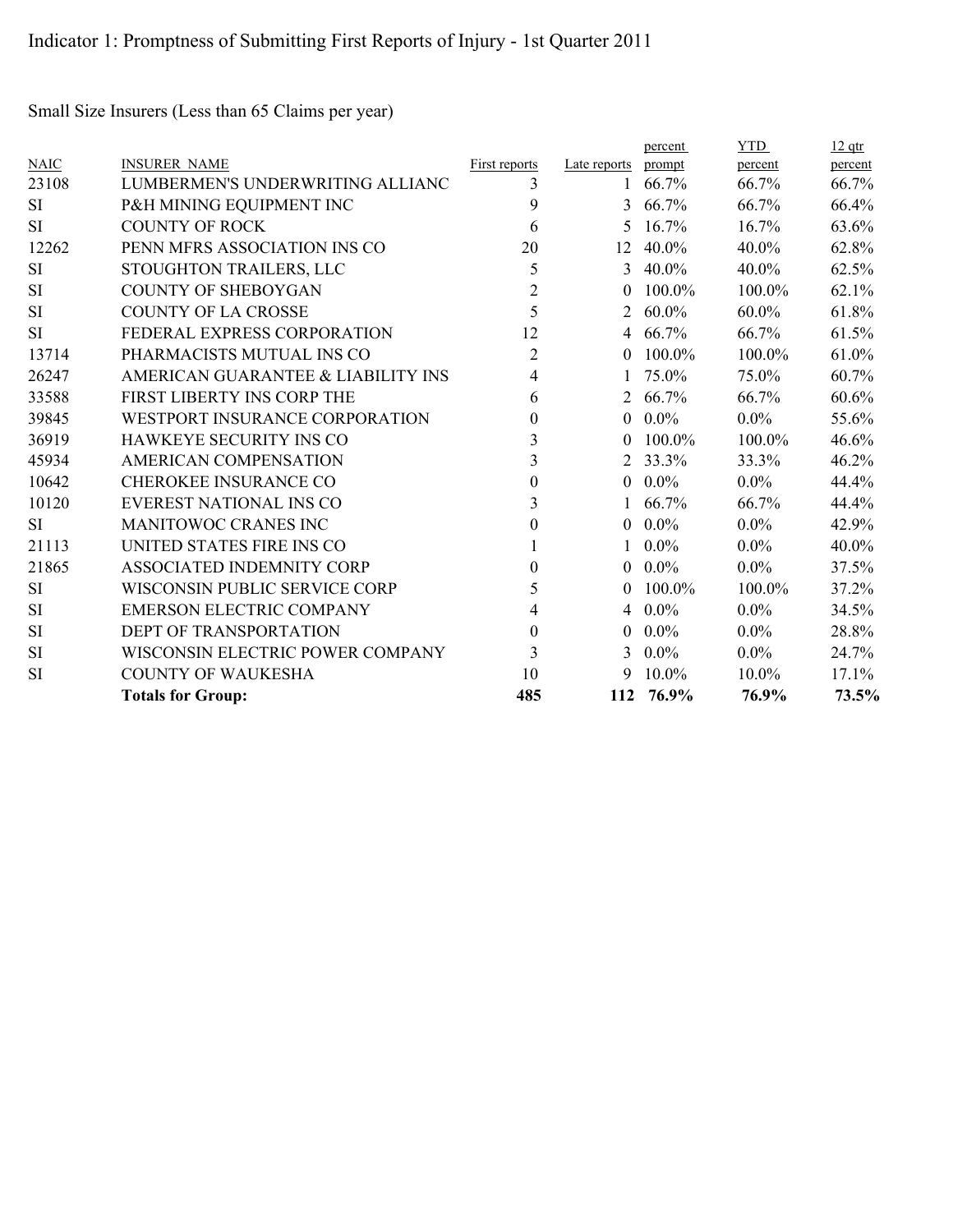Indicator 1: Promptness of Submitting First Reports of Injury - 1st Quarter 2011

Small Size Insurers (Less than 65 Claims per year)

| NAIC | INSURER NAME | First reports | Late reports | percent prompt | YTD percent | 12 qtr percent |
|---|---|---|---|---|---|---|
| 23108 | LUMBERMEN'S UNDERWRITING ALLIANC | 3 | 1 | 66.7% | 66.7% | 66.7% |
| SI | P&H MINING EQUIPMENT INC | 9 | 3 | 66.7% | 66.7% | 66.4% |
| SI | COUNTY OF ROCK | 6 | 5 | 16.7% | 16.7% | 63.6% |
| 12262 | PENN MFRS ASSOCIATION INS CO | 20 | 12 | 40.0% | 40.0% | 62.8% |
| SI | STOUGHTON TRAILERS, LLC | 5 | 3 | 40.0% | 40.0% | 62.5% |
| SI | COUNTY OF SHEBOYGAN | 2 | 0 | 100.0% | 100.0% | 62.1% |
| SI | COUNTY OF LA CROSSE | 5 | 2 | 60.0% | 60.0% | 61.8% |
| SI | FEDERAL EXPRESS CORPORATION | 12 | 4 | 66.7% | 66.7% | 61.5% |
| 13714 | PHARMACISTS MUTUAL INS CO | 2 | 0 | 100.0% | 100.0% | 61.0% |
| 26247 | AMERICAN GUARANTEE & LIABILITY INS | 4 | 1 | 75.0% | 75.0% | 60.7% |
| 33588 | FIRST LIBERTY INS CORP THE | 6 | 2 | 66.7% | 66.7% | 60.6% |
| 39845 | WESTPORT INSURANCE CORPORATION | 0 | 0 | 0.0% | 0.0% | 55.6% |
| 36919 | HAWKEYE SECURITY INS CO | 3 | 0 | 100.0% | 100.0% | 46.6% |
| 45934 | AMERICAN COMPENSATION | 3 | 2 | 33.3% | 33.3% | 46.2% |
| 10642 | CHEROKEE INSURANCE CO | 0 | 0 | 0.0% | 0.0% | 44.4% |
| 10120 | EVEREST NATIONAL INS CO | 3 | 1 | 66.7% | 66.7% | 44.4% |
| SI | MANITOWOC CRANES INC | 0 | 0 | 0.0% | 0.0% | 42.9% |
| 21113 | UNITED STATES FIRE INS CO | 1 | 1 | 0.0% | 0.0% | 40.0% |
| 21865 | ASSOCIATED INDEMNITY CORP | 0 | 0 | 0.0% | 0.0% | 37.5% |
| SI | WISCONSIN PUBLIC SERVICE CORP | 5 | 0 | 100.0% | 100.0% | 37.2% |
| SI | EMERSON ELECTRIC COMPANY | 4 | 4 | 0.0% | 0.0% | 34.5% |
| SI | DEPT OF TRANSPORTATION | 0 | 0 | 0.0% | 0.0% | 28.8% |
| SI | WISCONSIN ELECTRIC POWER COMPANY | 3 | 3 | 0.0% | 0.0% | 24.7% |
| SI | COUNTY OF WAUKESHA | 10 | 9 | 10.0% | 10.0% | 17.1% |
| | **Totals for Group:** | **485** | **112** | **76.9%** | **76.9%** | **73.5%** |